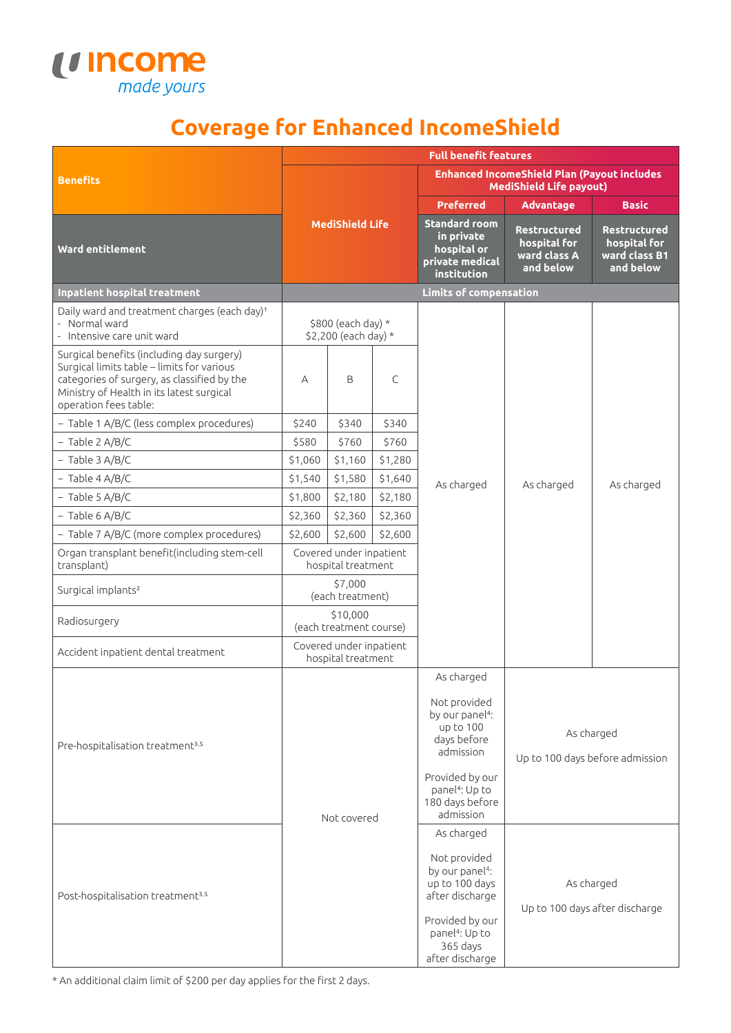# Coverage for Enhanced IncomeShield

| Benefits | MediShield Life | | | Full benefit features — Enhanced IncomeShield Plan (Payout includes MediShield Life payout) | | |
|---|---|---|---|---|---|---|
| | | | | Preferred | Advantage | Basic |
| Ward entitlement | | | | Standard room in private hospital or private medical institution | Restructured hospital for ward class A and below | Restructured hospital for ward class B1 and below |
| **Inpatient hospital treatment** | | | | **Limits of compensation** | | |
| Daily ward and treatment charges (each day)[1]<br>- Normal ward<br>- Intensive care unit ward | $800 (each day) *<br>$2,200 (each day) * | | | As charged | As charged | As charged |
| Surgical benefits (including day surgery) Surgical limits table – limits for various categories of surgery, as classified by the Ministry of Health in its latest surgical operation fees table: | A | B | C | As charged | As charged | As charged |
| – Table 1 A/B/C (less complex procedures) | $240 | $340 | $340 | As charged | As charged | As charged |
| – Table 2 A/B/C | $580 | $760 | $760 | As charged | As charged | As charged |
| – Table 3 A/B/C | $1,060 | $1,160 | $1,280 | As charged | As charged | As charged |
| – Table 4 A/B/C | $1,540 | $1,580 | $1,640 | As charged | As charged | As charged |
| – Table 5 A/B/C | $1,800 | $2,180 | $2,180 | As charged | As charged | As charged |
| – Table 6 A/B/C | $2,360 | $2,360 | $2,360 | As charged | As charged | As charged |
| – Table 7 A/B/C (more complex procedures) | $2,600 | $2,600 | $2,600 | As charged | As charged | As charged |
| Organ transplant benefit(including stem-cell transplant) | Covered under inpatient hospital treatment | | | As charged | As charged | As charged |
| Surgical implants[2] | $7,000 (each treatment) | | | As charged | As charged | As charged |
| Radiosurgery | $10,000 (each treatment course) | | | As charged | As charged | As charged |
| Accident inpatient dental treatment | Covered under inpatient hospital treatment | | | As charged | As charged | As charged |
| Pre-hospitalisation treatment[3,5] | Not covered | | | As charged<br><br>Not provided by our panel[4]: up to 100 days before admission<br><br>Provided by our panel[4]: Up to 180 days before admission | As charged<br><br>Up to 100 days before admission | |
| Post-hospitalisation treatment[3,5] | Not covered | | | As charged<br><br>Not provided by our panel[4]: up to 100 days after discharge<br><br>Provided by our panel[4]: Up to 365 days after discharge | As charged<br><br>Up to 100 days after discharge | |

\* An additional claim limit of $200 per day applies for the first 2 days.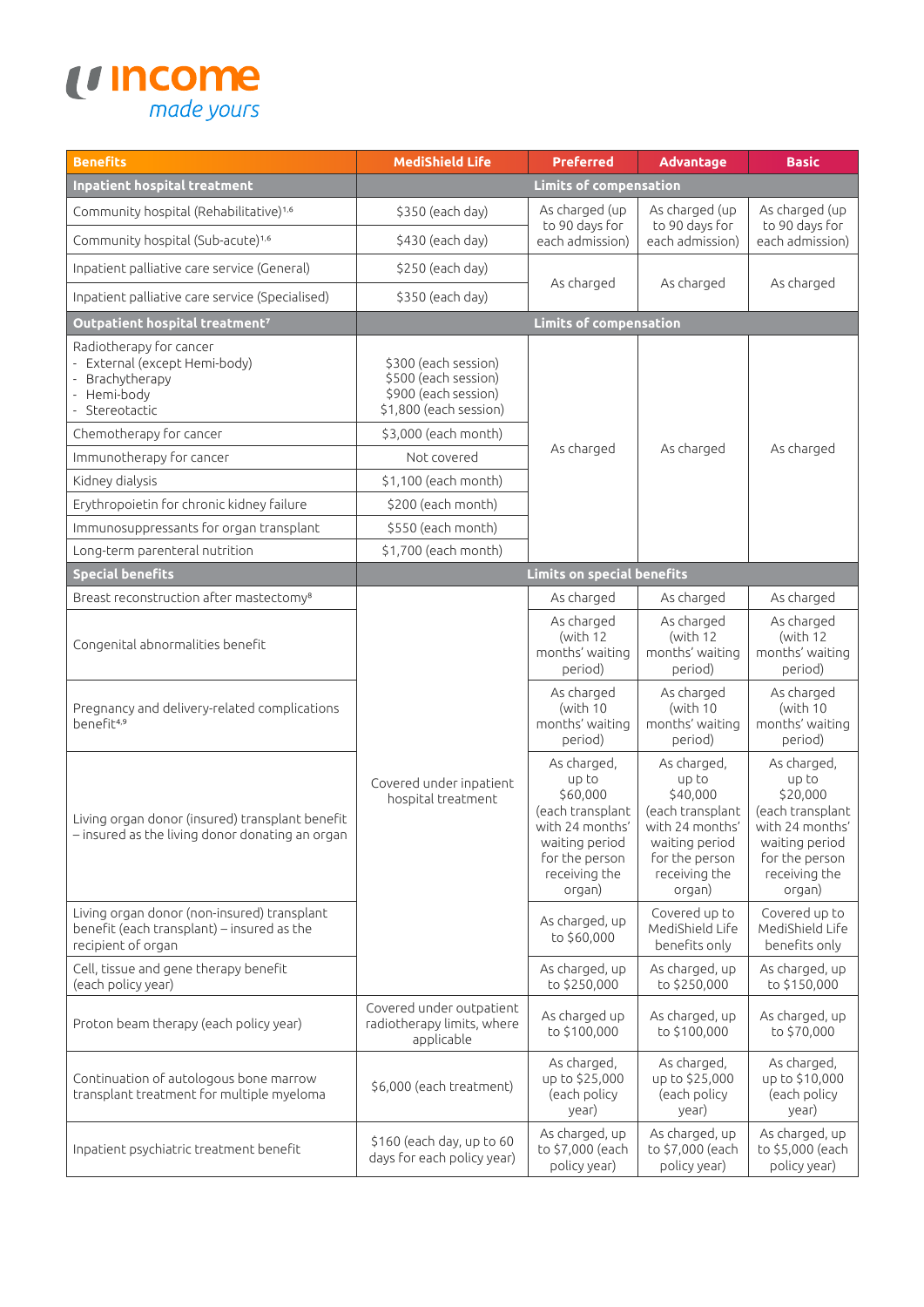| Benefits | MediShield Life | Preferred | Advantage | Basic |
|---|---|---|---|---|
| **Inpatient hospital treatment** | **Limits of compensation** | | | |
| Community hospital (Rehabilitative)[1,6] | $350 (each day) | As charged (up to 90 days for each admission) | As charged (up to 90 days for each admission) | As charged (up to 90 days for each admission) |
| Community hospital (Sub-acute)[1,6] | $430 (each day) | | | |
| Inpatient palliative care service (General) | $250 (each day) | As charged | As charged | As charged |
| Inpatient palliative care service (Specialised) | $350 (each day) | | | |
| **Outpatient hospital treatment[7]** | **Limits of compensation** | | | |
| Radiotherapy for cancer<br>- External (except Hemi-body)<br>- Brachytherapy<br>- Hemi-body<br>- Stereotactic | $300 (each session)<br>$500 (each session)<br>$900 (each session)<br>$1,800 (each session) | As charged | As charged | As charged |
| Chemotherapy for cancer | $3,000 (each month) | | | |
| Immunotherapy for cancer | Not covered | | | |
| Kidney dialysis | $1,100 (each month) | | | |
| Erythropoietin for chronic kidney failure | $200 (each month) | | | |
| Immunosuppressants for organ transplant | $550 (each month) | | | |
| Long-term parenteral nutrition | $1,700 (each month) | | | |
| **Special benefits** | **Limits on special benefits** | | | |
| Breast reconstruction after mastectomy[8] | Covered under inpatient hospital treatment | As charged | As charged | As charged |
| Congenital abnormalities benefit | | As charged (with 12 months' waiting period) | As charged (with 12 months' waiting period) | As charged (with 12 months' waiting period) |
| Pregnancy and delivery-related complications benefit[4,9] | | As charged (with 10 months' waiting period) | As charged (with 10 months' waiting period) | As charged (with 10 months' waiting period) |
| Living organ donor (insured) transplant benefit – insured as the living donor donating an organ | | As charged, up to $60,000 (each transplant with 24 months' waiting period for the person receiving the organ) | As charged, up to $40,000 (each transplant with 24 months' waiting period for the person receiving the organ) | As charged, up to $20,000 (each transplant with 24 months' waiting period for the person receiving the organ) |
| Living organ donor (non-insured) transplant benefit (each transplant) – insured as the recipient of organ | | As charged, up to $60,000 | Covered up to MediShield Life benefits only | Covered up to MediShield Life benefits only |
| Cell, tissue and gene therapy benefit (each policy year) | | As charged, up to $250,000 | As charged, up to $250,000 | As charged, up to $150,000 |
| Proton beam therapy (each policy year) | Covered under outpatient radiotherapy limits, where applicable | As charged up to $100,000 | As charged, up to $100,000 | As charged, up to $70,000 |
| Continuation of autologous bone marrow transplant treatment for multiple myeloma | $6,000 (each treatment) | As charged, up to $25,000 (each policy year) | As charged, up to $25,000 (each policy year) | As charged, up to $10,000 (each policy year) |
| Inpatient psychiatric treatment benefit | $160 (each day, up to 60 days for each policy year) | As charged, up to $7,000 (each policy year) | As charged, up to $7,000 (each policy year) | As charged, up to $5,000 (each policy year) |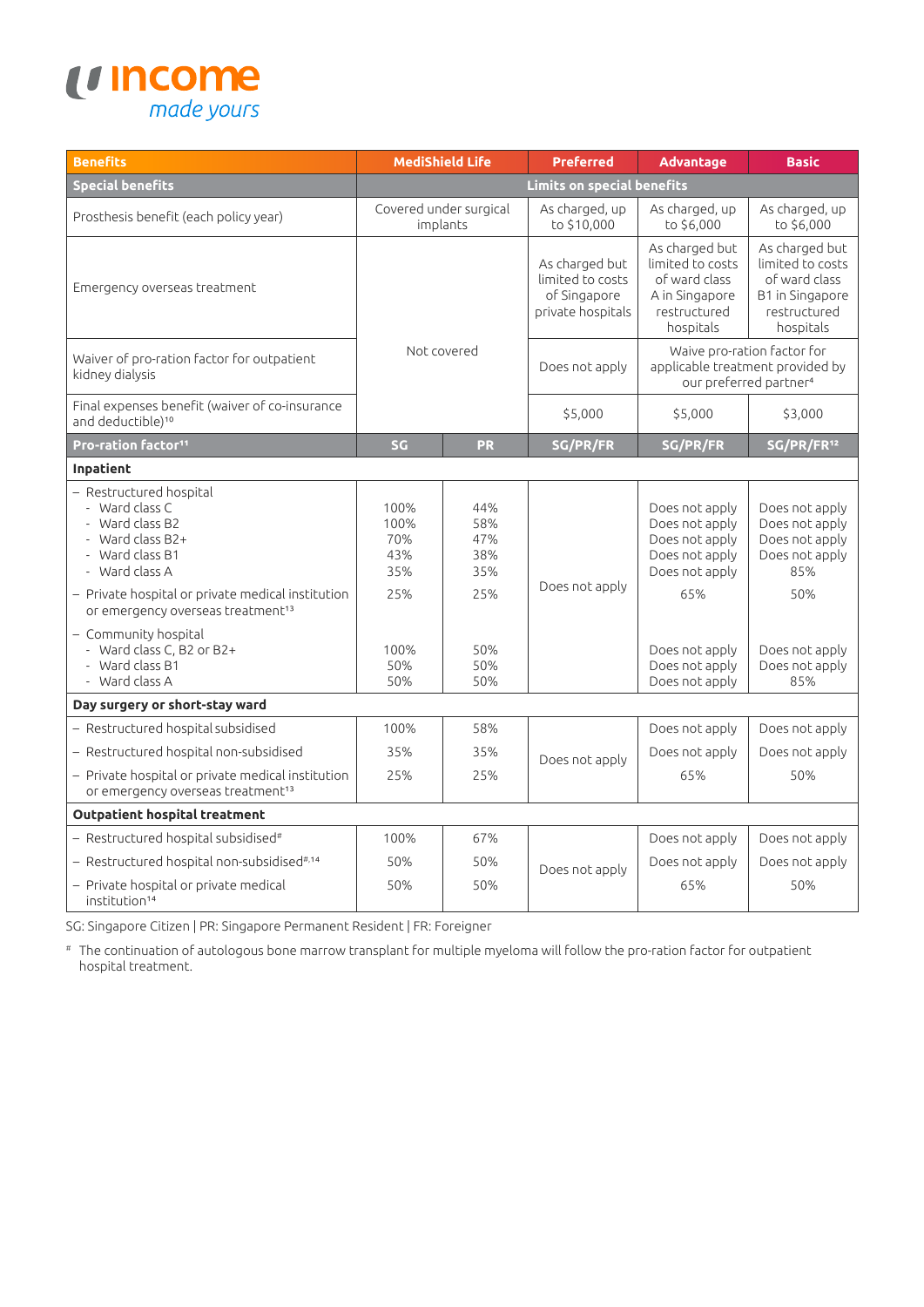income
made yours

| Benefits | MediShield Life | | Preferred | Advantage | Basic |
|---|---|---|---|---|---|
| **Special benefits** | **Limits on special benefits** | | | | |
| Prosthesis benefit (each policy year) | Covered under surgical implants | | As charged, up to $10,000 | As charged, up to $6,000 | As charged, up to $6,000 |
| Emergency overseas treatment | Not covered | | As charged but limited to costs of Singapore private hospitals | As charged but limited to costs of ward class A in Singapore restructured hospitals | As charged but limited to costs of ward class B1 in Singapore restructured hospitals |
| Waiver of pro-ration factor for outpatient kidney dialysis | Not covered | | Does not apply | Waive pro-ration factor for applicable treatment provided by our preferred partner[4] | |
| Final expenses benefit (waiver of co-insurance and deductible)[10] | Not covered | | $5,000 | $5,000 | $3,000 |
| **Pro-ration factor[11]** | **SG** | **PR** | **SG/PR/FR** | **SG/PR/FR** | **SG/PR/FR[12]** |
| **Inpatient** | | | | | |
| – Restructured hospital | | | | | |
| - Ward class C | 100% | 44% | Does not apply | Does not apply | Does not apply |
| - Ward class B2 | 100% | 58% | Does not apply | Does not apply | Does not apply |
| - Ward class B2+ | 70% | 47% | Does not apply | Does not apply | Does not apply |
| - Ward class B1 | 43% | 38% | Does not apply | Does not apply | Does not apply |
| - Ward class A | 35% | 35% | Does not apply | Does not apply | 85% |
| – Private hospital or private medical institution or emergency overseas treatment[13] | 25% | 25% | Does not apply | 65% | 50% |
| – Community hospital | | | | | |
| - Ward class C, B2 or B2+ | 100% | 50% | Does not apply | Does not apply | Does not apply |
| - Ward class B1 | 50% | 50% | Does not apply | Does not apply | Does not apply |
| - Ward class A | 50% | 50% | Does not apply | Does not apply | 85% |
| **Day surgery or short-stay ward** | | | | | |
| – Restructured hospital subsidised | 100% | 58% | Does not apply | Does not apply | Does not apply |
| – Restructured hospital non-subsidised | 35% | 35% | Does not apply | Does not apply | Does not apply |
| – Private hospital or private medical institution or emergency overseas treatment[13] | 25% | 25% | Does not apply | 65% | 50% |
| **Outpatient hospital treatment** | | | | | |
| – Restructured hospital subsidised[#] | 100% | 67% | Does not apply | Does not apply | Does not apply |
| – Restructured hospital non-subsidised[#,14] | 50% | 50% | Does not apply | Does not apply | Does not apply |
| – Private hospital or private medical institution[14] | 50% | 50% | Does not apply | 65% | 50% |

SG: Singapore Citizen | PR: Singapore Permanent Resident | FR: Foreigner

[#] The continuation of autologous bone marrow transplant for multiple myeloma will follow the pro-ration factor for outpatient hospital treatment.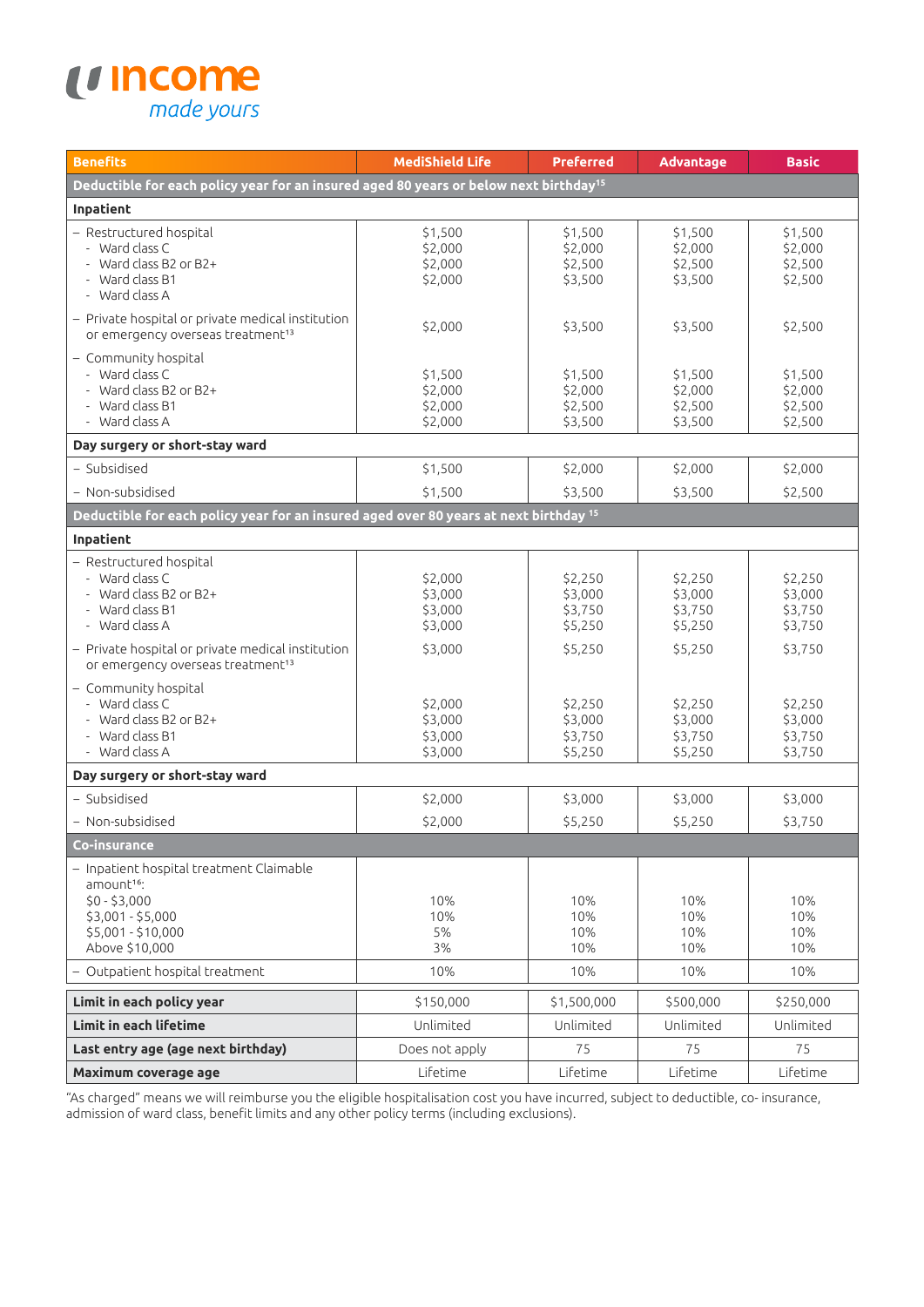# income
*made yours*

| Benefits | MediShield Life | Preferred | Advantage | Basic |
|---|---|---|---|---|
| **Deductible for each policy year for an insured aged 80 years or below next birthday[15]** | | | | |
| **Inpatient** | | | | |
| – Restructured hospital | | | | |
| - Ward class C | $1,500 | $1,500 | $1,500 | $1,500 |
| - Ward class B2 or B2+ | $2,000 | $2,000 | $2,000 | $2,000 |
| - Ward class B1 | $2,000 | $2,500 | $2,500 | $2,500 |
| - Ward class A | $2,000 | $3,500 | $3,500 | $2,500 |
| – Private hospital or private medical institution or emergency overseas treatment[13] | $2,000 | $3,500 | $3,500 | $2,500 |
| – Community hospital | | | | |
| - Ward class C | $1,500 | $1,500 | $1,500 | $1,500 |
| - Ward class B2 or B2+ | $2,000 | $2,000 | $2,000 | $2,000 |
| - Ward class B1 | $2,000 | $2,500 | $2,500 | $2,500 |
| - Ward class A | $2,000 | $3,500 | $3,500 | $2,500 |
| **Day surgery or short-stay ward** | | | | |
| – Subsidised | $1,500 | $2,000 | $2,000 | $2,000 |
| – Non-subsidised | $1,500 | $3,500 | $3,500 | $2,500 |
| **Deductible for each policy year for an insured aged over 80 years at next birthday[15]** | | | | |
| **Inpatient** | | | | |
| – Restructured hospital | | | | |
| - Ward class C | $2,000 | $2,250 | $2,250 | $2,250 |
| - Ward class B2 or B2+ | $3,000 | $3,000 | $3,000 | $3,000 |
| - Ward class B1 | $3,000 | $3,750 | $3,750 | $3,750 |
| - Ward class A | $3,000 | $5,250 | $5,250 | $3,750 |
| – Private hospital or private medical institution or emergency overseas treatment[13] | $3,000 | $5,250 | $5,250 | $3,750 |
| – Community hospital | | | | |
| - Ward class C | $2,000 | $2,250 | $2,250 | $2,250 |
| - Ward class B2 or B2+ | $3,000 | $3,000 | $3,000 | $3,000 |
| - Ward class B1 | $3,000 | $3,750 | $3,750 | $3,750 |
| - Ward class A | $3,000 | $5,250 | $5,250 | $3,750 |
| **Day surgery or short-stay ward** | | | | |
| – Subsidised | $2,000 | $3,000 | $3,000 | $3,000 |
| – Non-subsidised | $2,000 | $5,250 | $5,250 | $3,750 |
| **Co-insurance** | | | | |
| – Inpatient hospital treatment Claimable amount[16]: | | | | |
| $0 - $3,000 | 10% | 10% | 10% | 10% |
| $3,001 - $5,000 | 10% | 10% | 10% | 10% |
| $5,001 - $10,000 | 5% | 10% | 10% | 10% |
| Above $10,000 | 3% | 10% | 10% | 10% |
| – Outpatient hospital treatment | 10% | 10% | 10% | 10% |
| **Limit in each policy year** | $150,000 | $1,500,000 | $500,000 | $250,000 |
| **Limit in each lifetime** | Unlimited | Unlimited | Unlimited | Unlimited |
| **Last entry age (age next birthday)** | Does not apply | 75 | 75 | 75 |
| **Maximum coverage age** | Lifetime | Lifetime | Lifetime | Lifetime |

"As charged" means we will reimburse you the eligible hospitalisation cost you have incurred, subject to deductible, co- insurance, admission of ward class, benefit limits and any other policy terms (including exclusions).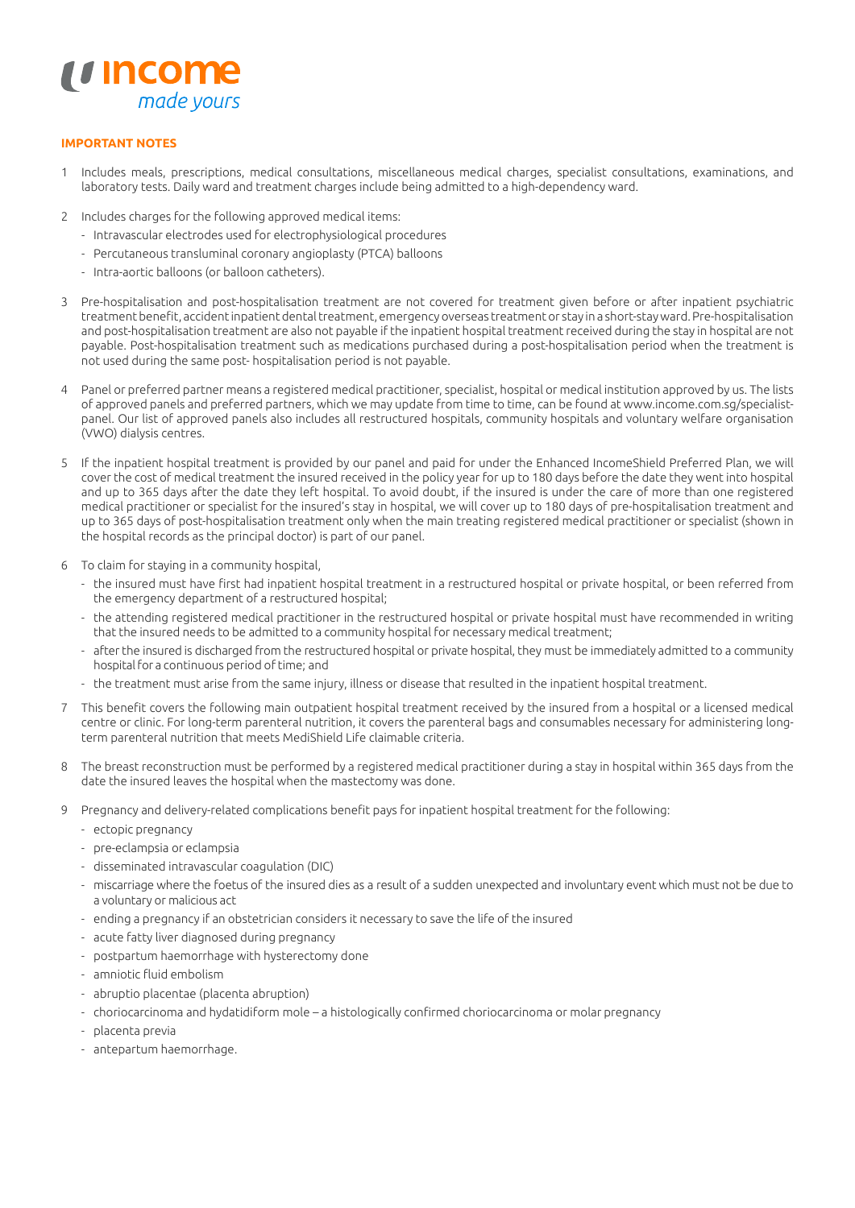# IMPORTANT NOTES

1. Includes meals, prescriptions, medical consultations, miscellaneous medical charges, specialist consultations, examinations, and laboratory tests. Daily ward and treatment charges include being admitted to a high-dependency ward.

2. Includes charges for the following approved medical items:
   - Intravascular electrodes used for electrophysiological procedures
   - Percutaneous transluminal coronary angioplasty (PTCA) balloons
   - Intra-aortic balloons (or balloon catheters).

3. Pre-hospitalisation and post-hospitalisation treatment are not covered for treatment given before or after inpatient psychiatric treatment benefit, accident inpatient dental treatment, emergency overseas treatment or stay in a short-stay ward. Pre-hospitalisation and post-hospitalisation treatment are also not payable if the inpatient hospital treatment received during the stay in hospital are not payable. Post-hospitalisation treatment such as medications purchased during a post-hospitalisation period when the treatment is not used during the same post- hospitalisation period is not payable.

4. Panel or preferred partner means a registered medical practitioner, specialist, hospital or medical institution approved by us. The lists of approved panels and preferred partners, which we may update from time to time, can be found at www.income.com.sg/specialist-panel. Our list of approved panels also includes all restructured hospitals, community hospitals and voluntary welfare organisation (VWO) dialysis centres.

5. If the inpatient hospital treatment is provided by our panel and paid for under the Enhanced IncomeShield Preferred Plan, we will cover the cost of medical treatment the insured received in the policy year for up to 180 days before the date they went into hospital and up to 365 days after the date they left hospital. To avoid doubt, if the insured is under the care of more than one registered medical practitioner or specialist for the insured's stay in hospital, we will cover up to 180 days of pre-hospitalisation treatment and up to 365 days of post-hospitalisation treatment only when the main treating registered medical practitioner or specialist (shown in the hospital records as the principal doctor) is part of our panel.

6. To claim for staying in a community hospital,
   - the insured must have first had inpatient hospital treatment in a restructured hospital or private hospital, or been referred from the emergency department of a restructured hospital;
   - the attending registered medical practitioner in the restructured hospital or private hospital must have recommended in writing that the insured needs to be admitted to a community hospital for necessary medical treatment;
   - after the insured is discharged from the restructured hospital or private hospital, they must be immediately admitted to a community hospital for a continuous period of time; and
   - the treatment must arise from the same injury, illness or disease that resulted in the inpatient hospital treatment.

7. This benefit covers the following main outpatient hospital treatment received by the insured from a hospital or a licensed medical centre or clinic. For long-term parenteral nutrition, it covers the parenteral bags and consumables necessary for administering long-term parenteral nutrition that meets MediShield Life claimable criteria.

8. The breast reconstruction must be performed by a registered medical practitioner during a stay in hospital within 365 days from the date the insured leaves the hospital when the mastectomy was done.

9. Pregnancy and delivery-related complications benefit pays for inpatient hospital treatment for the following:
   - ectopic pregnancy
   - pre-eclampsia or eclampsia
   - disseminated intravascular coagulation (DIC)
   - miscarriage where the foetus of the insured dies as a result of a sudden unexpected and involuntary event which must not be due to a voluntary or malicious act
   - ending a pregnancy if an obstetrician considers it necessary to save the life of the insured
   - acute fatty liver diagnosed during pregnancy
   - postpartum haemorrhage with hysterectomy done
   - amniotic fluid embolism
   - abruptio placentae (placenta abruption)
   - choriocarcinoma and hydatidiform mole – a histologically confirmed choriocarcinoma or molar pregnancy
   - placenta previa
   - antepartum haemorrhage.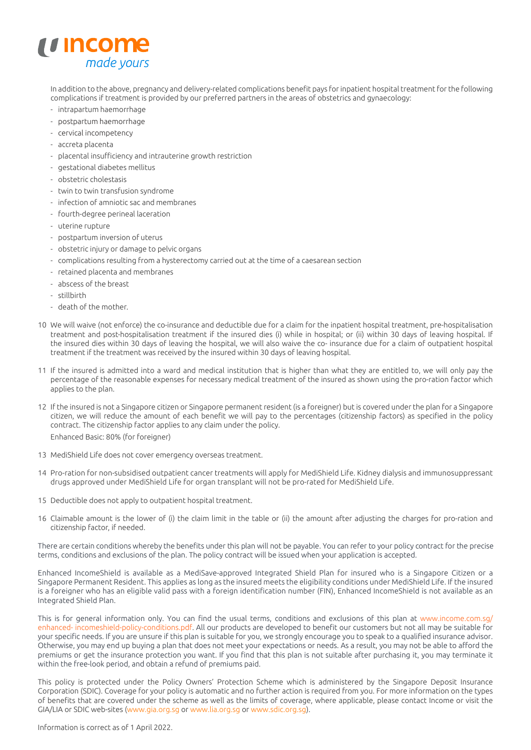In addition to the above, pregnancy and delivery-related complications benefit pays for inpatient hospital treatment for the following complications if treatment is provided by our preferred partners in the areas of obstetrics and gynaecology:

- intrapartum haemorrhage
- postpartum haemorrhage
- cervical incompetency
- accreta placenta
- placental insufficiency and intrauterine growth restriction
- gestational diabetes mellitus
- obstetric cholestasis
- twin to twin transfusion syndrome
- infection of amniotic sac and membranes
- fourth-degree perineal laceration
- uterine rupture
- postpartum inversion of uterus
- obstetric injury or damage to pelvic organs
- complications resulting from a hysterectomy carried out at the time of a caesarean section
- retained placenta and membranes
- abscess of the breast
- stillbirth
- death of the mother.

10 We will waive (not enforce) the co-insurance and deductible due for a claim for the inpatient hospital treatment, pre-hospitalisation treatment and post-hospitalisation treatment if the insured dies (i) while in hospital; or (ii) within 30 days of leaving hospital. If the insured dies within 30 days of leaving the hospital, we will also waive the co- insurance due for a claim of outpatient hospital treatment if the treatment was received by the insured within 30 days of leaving hospital.

11 If the insured is admitted into a ward and medical institution that is higher than what they are entitled to, we will only pay the percentage of the reasonable expenses for necessary medical treatment of the insured as shown using the pro-ration factor which applies to the plan.

12 If the insured is not a Singapore citizen or Singapore permanent resident (is a foreigner) but is covered under the plan for a Singapore citizen, we will reduce the amount of each benefit we will pay to the percentages (citizenship factors) as specified in the policy contract. The citizenship factor applies to any claim under the policy.

Enhanced Basic: 80% (for foreigner)

13 MediShield Life does not cover emergency overseas treatment.

14 Pro-ration for non-subsidised outpatient cancer treatments will apply for MediShield Life. Kidney dialysis and immunosuppressant drugs approved under MediShield Life for organ transplant will not be pro-rated for MediShield Life.

15 Deductible does not apply to outpatient hospital treatment.

16 Claimable amount is the lower of (i) the claim limit in the table or (ii) the amount after adjusting the charges for pro-ration and citizenship factor, if needed.

There are certain conditions whereby the benefits under this plan will not be payable. You can refer to your policy contract for the precise terms, conditions and exclusions of the plan. The policy contract will be issued when your application is accepted.

Enhanced IncomeShield is available as a MediSave-approved Integrated Shield Plan for insured who is a Singapore Citizen or a Singapore Permanent Resident. This applies as long as the insured meets the eligibility conditions under MediShield Life. If the insured is a foreigner who has an eligible valid pass with a foreign identification number (FIN), Enhanced IncomeShield is not available as an Integrated Shield Plan.

This is for general information only. You can find the usual terms, conditions and exclusions of this plan at www.income.com.sg/enhanced- incomeshield-policy-conditions.pdf. All our products are developed to benefit our customers but not all may be suitable for your specific needs. If you are unsure if this plan is suitable for you, we strongly encourage you to speak to a qualified insurance advisor. Otherwise, you may end up buying a plan that does not meet your expectations or needs. As a result, you may not be able to afford the premiums or get the insurance protection you want. If you find that this plan is not suitable after purchasing it, you may terminate it within the free-look period, and obtain a refund of premiums paid.

This policy is protected under the Policy Owners' Protection Scheme which is administered by the Singapore Deposit Insurance Corporation (SDIC). Coverage for your policy is automatic and no further action is required from you. For more information on the types of benefits that are covered under the scheme as well as the limits of coverage, where applicable, please contact Income or visit the GIA/LIA or SDIC web-sites (www.gia.org.sg or www.lia.org.sg or www.sdic.org.sg).

Information is correct as of 1 April 2022.